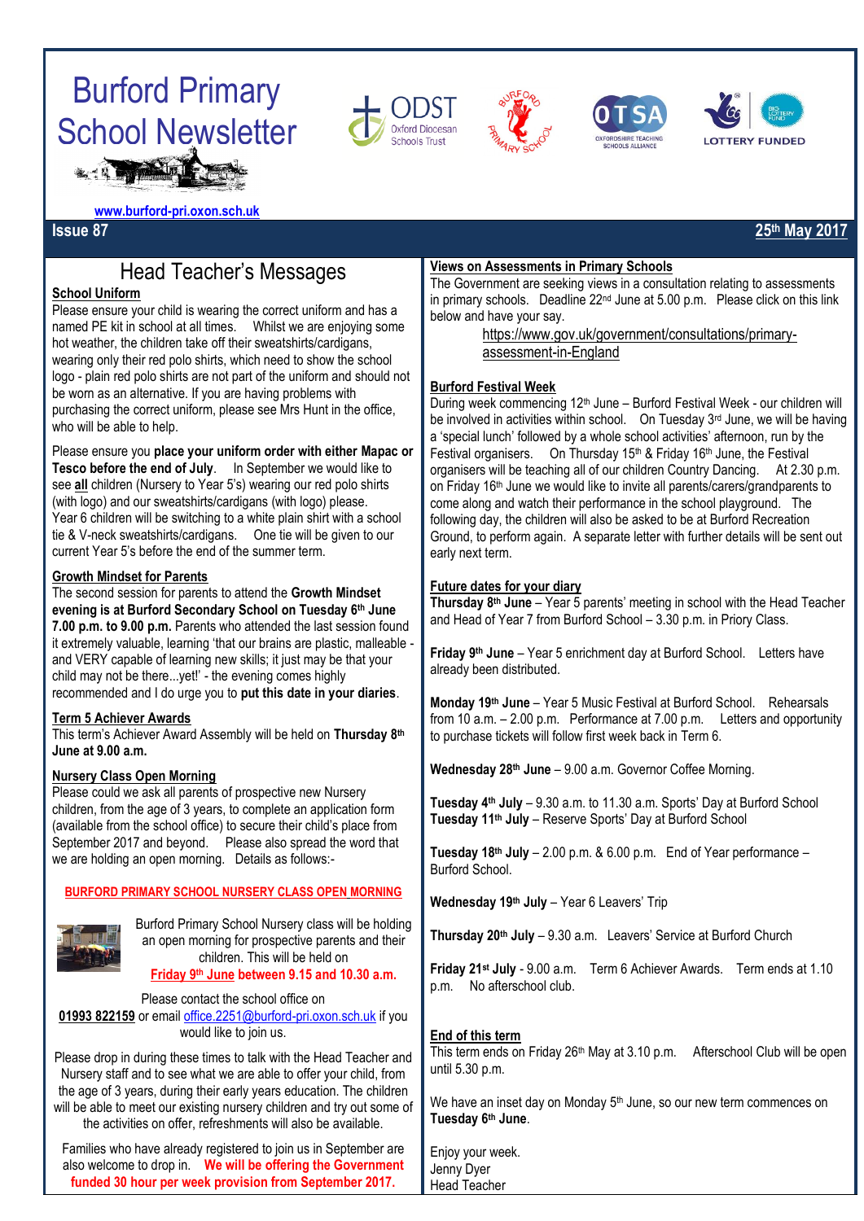# Burford Primary School Newsletter

www.burford-pri.oxon.sch.uk

**Issue 87** **25th May 2017**

## Head Teacher's Messages

**School Uniform**

Please ensure your child is wearing the correct uniform and has a named PE kit in school at all times. Whilst we are enjoying some hot weather, the children take off their sweatshirts/cardigans, wearing only their red polo shirts, which need to show the school logo - plain red polo shirts are not part of the uniform and should not be worn as an alternative. If you are having problems with purchasing the correct uniform, please see Mrs Hunt in the office, who will be able to help.

Please ensure you **place your uniform order with either Mapac or Tesco before the end of July**. In September we would like to see **all** children (Nursery to Year 5's) wearing our red polo shirts (with logo) and our sweatshirts/cardigans (with logo) please. Year 6 children will be switching to a white plain shirt with a school tie & V-neck sweatshirts/cardigans. One tie will be given to our current Year 5's before the end of the summer term.

**Growth Mindset for Parents**

The second session for parents to attend the **Growth Mindset evening is at Burford Secondary School on Tuesday 6th June 7.00 p.m. to 9.00 p.m.** Parents who attended the last session found it extremely valuable, learning 'that our brains are plastic, malleable - and VERY capable of learning new skills; it just may be that your child may not be there...yet!' - the evening comes highly recommended and I do urge you to **put this date in your diaries**.

**Term 5 Achiever Awards**

This term's Achiever Award Assembly will be held on **Thursday 8th June at 9.00 a.m.**

**Nursery Class Open Morning**

Please could we ask all parents of prospective new Nursery children, from the age of 3 years, to complete an application form (available from the school office) to secure their child's place from September 2017 and beyond. Please also spread the word that we are holding an open morning. Details as follows:-

**BURFORD PRIMARY SCHOOL NURSERY CLASS OPEN MORNING**

Burford Primary School Nursery class will be holding an open morning for prospective parents and their children. This will be held on **Friday 9th June between 9.15 and 10.30 a.m.**

Please contact the school office on **01993 822159** or email office.2251@burford-pri.oxon.sch.uk if you would like to join us.

Please drop in during these times to talk with the Head Teacher and Nursery staff and to see what we are able to offer your child, from the age of 3 years, during their early years education. The children will be able to meet our existing nursery children and try out some of the activities on offer, refreshments will also be available.

Families who have already registered to join us in September are also welcome to drop in. **We will be offering the Government funded 30 hour per week provision from September 2017.**

**Views on Assessments in Primary Schools**

The Government are seeking views in a consultation relating to assessments in primary schools. Deadline 22nd June at 5.00 p.m. Please click on this link below and have your say.

https://www.gov.uk/government/consultations/primary-assessment-in-England

**Burford Festival Week**

During week commencing 12th June – Burford Festival Week - our children will be involved in activities within school. On Tuesday 3rd June, we will be having a 'special lunch' followed by a whole school activities' afternoon, run by the Festival organisers. On Thursday 15th & Friday 16th June, the Festival organisers will be teaching all of our children Country Dancing. At 2.30 p.m. on Friday 16th June we would like to invite all parents/carers/grandparents to come along and watch their performance in the school playground. The following day, the children will also be asked to be at Burford Recreation Ground, to perform again. A separate letter with further details will be sent out early next term.

**Future dates for your diary**

**Thursday 8th June** – Year 5 parents' meeting in school with the Head Teacher and Head of Year 7 from Burford School – 3.30 p.m. in Priory Class.

**Friday 9th June** – Year 5 enrichment day at Burford School. Letters have already been distributed.

**Monday 19th June** – Year 5 Music Festival at Burford School. Rehearsals from 10 a.m. – 2.00 p.m. Performance at 7.00 p.m. Letters and opportunity to purchase tickets will follow first week back in Term 6.

**Wednesday 28th June** – 9.00 a.m. Governor Coffee Morning.

**Tuesday 4th July** – 9.30 a.m. to 11.30 a.m. Sports' Day at Burford School
**Tuesday 11th July** – Reserve Sports' Day at Burford School

**Tuesday 18th July** – 2.00 p.m. & 6.00 p.m. End of Year performance – Burford School.

**Wednesday 19th July** – Year 6 Leavers' Trip

**Thursday 20th July** – 9.30 a.m. Leavers' Service at Burford Church

**Friday 21st July** - 9.00 a.m. Term 6 Achiever Awards. Term ends at 1.10 p.m. No afterschool club.

**End of this term**

This term ends on Friday 26th May at 3.10 p.m. Afterschool Club will be open until 5.30 p.m.

We have an inset day on Monday 5th June, so our new term commences on **Tuesday 6th June**.

Enjoy your week.
Jenny Dyer
Head Teacher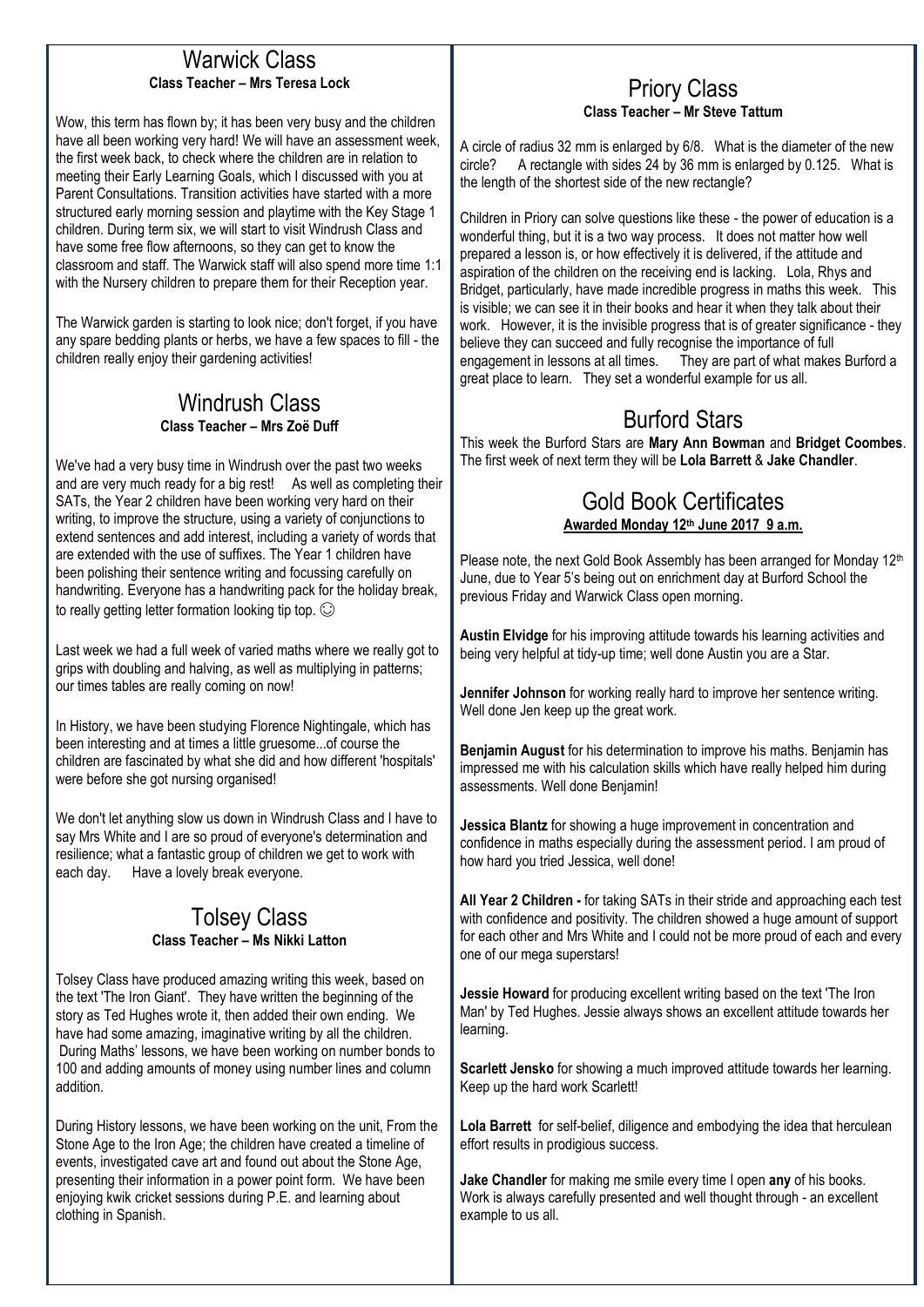## Warwick Class

**Class Teacher – Mrs Teresa Lock**

Wow, this term has flown by; it has been very busy and the children have all been working very hard! We will have an assessment week, the first week back, to check where the children are in relation to meeting their Early Learning Goals, which I discussed with you at Parent Consultations. Transition activities have started with a more structured early morning session and playtime with the Key Stage 1 children. During term six, we will start to visit Windrush Class and have some free flow afternoons, so they can get to know the classroom and staff. The Warwick staff will also spend more time 1:1 with the Nursery children to prepare them for their Reception year.

The Warwick garden is starting to look nice; don't forget, if you have any spare bedding plants or herbs, we have a few spaces to fill - the children really enjoy their gardening activities!

## Windrush Class

**Class Teacher – Mrs Zoë Duff**

We've had a very busy time in Windrush over the past two weeks and are very much ready for a big rest! As well as completing their SATs, the Year 2 children have been working very hard on their writing, to improve the structure, using a variety of conjunctions to extend sentences and add interest, including a variety of words that are extended with the use of suffixes. The Year 1 children have been polishing their sentence writing and focussing carefully on handwriting. Everyone has a handwriting pack for the holiday break, to really getting letter formation looking tip top. ☺

Last week we had a full week of varied maths where we really got to grips with doubling and halving, as well as multiplying in patterns; our times tables are really coming on now!

In History, we have been studying Florence Nightingale, which has been interesting and at times a little gruesome...of course the children are fascinated by what she did and how different 'hospitals' were before she got nursing organised!

We don't let anything slow us down in Windrush Class and I have to say Mrs White and I are so proud of everyone's determination and resilience; what a fantastic group of children we get to work with each day. Have a lovely break everyone.

## Tolsey Class

**Class Teacher – Ms Nikki Latton**

Tolsey Class have produced amazing writing this week, based on the text 'The Iron Giant'. They have written the beginning of the story as Ted Hughes wrote it, then added their own ending. We have had some amazing, imaginative writing by all the children. During Maths' lessons, we have been working on number bonds to 100 and adding amounts of money using number lines and column addition.

During History lessons, we have been working on the unit, From the Stone Age to the Iron Age; the children have created a timeline of events, investigated cave art and found out about the Stone Age, presenting their information in a power point form. We have been enjoying kwik cricket sessions during P.E. and learning about clothing in Spanish.

## Priory Class

**Class Teacher – Mr Steve Tattum**

A circle of radius 32 mm is enlarged by 6/8. What is the diameter of the new circle? A rectangle with sides 24 by 36 mm is enlarged by 0.125. What is the length of the shortest side of the new rectangle?

Children in Priory can solve questions like these - the power of education is a wonderful thing, but it is a two way process. It does not matter how well prepared a lesson is, or how effectively it is delivered, if the attitude and aspiration of the children on the receiving end is lacking. Lola, Rhys and Bridget, particularly, have made incredible progress in maths this week. This is visible; we can see it in their books and hear it when they talk about their work. However, it is the invisible progress that is of greater significance - they believe they can succeed and fully recognise the importance of full engagement in lessons at all times. They are part of what makes Burford a great place to learn. They set a wonderful example for us all.

## Burford Stars

This week the Burford Stars are **Mary Ann Bowman** and **Bridget Coombes**. The first week of next term they will be **Lola Barrett** & **Jake Chandler**.

## Gold Book Certificates

**Awarded Monday 12th June 2017 9 a.m.**

Please note, the next Gold Book Assembly has been arranged for Monday 12th June, due to Year 5's being out on enrichment day at Burford School the previous Friday and Warwick Class open morning.

**Austin Elvidge** for his improving attitude towards his learning activities and being very helpful at tidy-up time; well done Austin you are a Star.

**Jennifer Johnson** for working really hard to improve her sentence writing. Well done Jen keep up the great work.

**Benjamin August** for his determination to improve his maths. Benjamin has impressed me with his calculation skills which have really helped him during assessments. Well done Benjamin!

**Jessica Blantz** for showing a huge improvement in concentration and confidence in maths especially during the assessment period. I am proud of how hard you tried Jessica, well done!

**All Year 2 Children -** for taking SATs in their stride and approaching each test with confidence and positivity. The children showed a huge amount of support for each other and Mrs White and I could not be more proud of each and every one of our mega superstars!

**Jessie Howard** for producing excellent writing based on the text 'The Iron Man' by Ted Hughes. Jessie always shows an excellent attitude towards her learning.

**Scarlett Jensko** for showing a much improved attitude towards her learning. Keep up the hard work Scarlett!

**Lola Barrett** for self-belief, diligence and embodying the idea that herculean effort results in prodigious success.

**Jake Chandler** for making me smile every time I open **any** of his books. Work is always carefully presented and well thought through - an excellent example to us all.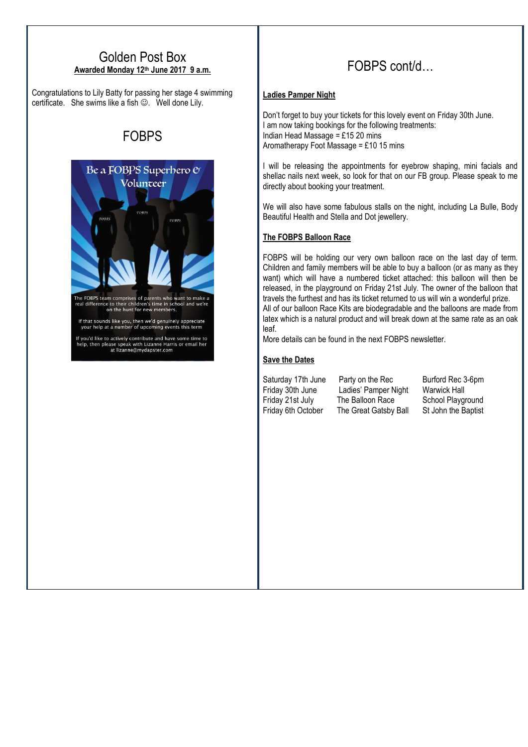## Golden Post Box

**Awarded Monday 12th June 2017 9 a.m.**

Congratulations to Lily Batty for passing her stage 4 swimming certificate. She swims like a fish ☺. Well done Lily.

## FOBPS

Be a FOBPS Superhero & Volunteer

The FOBPS team comprises of parents who want to make a real difference to their children's time in school and we're on the hunt for new members.

If that sounds like you, then we'd genuinely appreciate your help at a number of upcoming events this term

If you'd like to actively contribute and have some time to help, then please speak with Lizanne Harris or email her at lizanne@mydapster.com

## FOBPS cont/d…

**Ladies Pamper Night**

Don't forget to buy your tickets for this lovely event on Friday 30th June.
I am now taking bookings for the following treatments:
Indian Head Massage = £15 20 mins
Aromatherapy Foot Massage = £10 15 mins

I will be releasing the appointments for eyebrow shaping, mini facials and shellac nails next week, so look for that on our FB group. Please speak to me directly about booking your treatment.

We will also have some fabulous stalls on the night, including La Bulle, Body Beautiful Health and Stella and Dot jewellery.

**The FOBPS Balloon Race**

FOBPS will be holding our very own balloon race on the last day of term. Children and family members will be able to buy a balloon (or as many as they want) which will have a numbered ticket attached: this balloon will then be released, in the playground on Friday 21st July. The owner of the balloon that travels the furthest and has its ticket returned to us will win a wonderful prize.
All of our balloon Race Kits are biodegradable and the balloons are made from latex which is a natural product and will break down at the same rate as an oak leaf.
More details can be found in the next FOBPS newsletter.

**Save the Dates**

| | | |
|---|---|---|
| Saturday 17th June | Party on the Rec | Burford Rec 3-6pm |
| Friday 30th June | Ladies' Pamper Night | Warwick Hall |
| Friday 21st July | The Balloon Race | School Playground |
| Friday 6th October | The Great Gatsby Ball | St John the Baptist |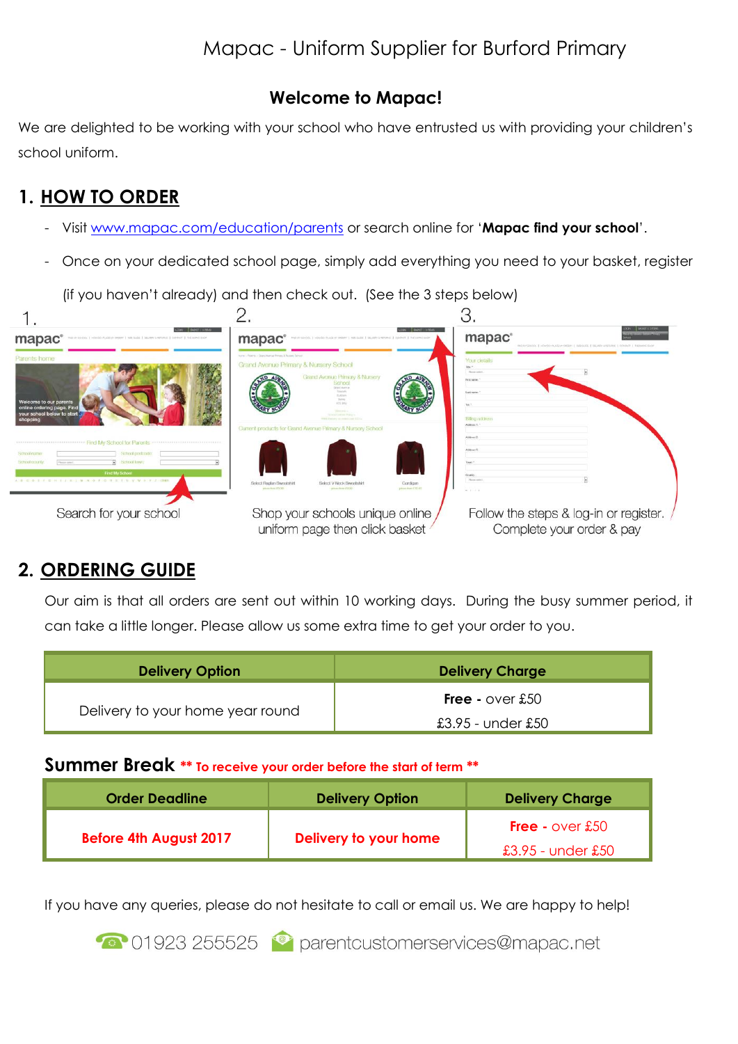# Mapac - Uniform Supplier for Burford Primary

## Welcome to Mapac!

We are delighted to be working with your school who have entrusted us with providing your children's school uniform.

## 1. HOW TO ORDER

- Visit www.mapac.com/education/parents or search online for '**Mapac find your school**'.
- Once on your dedicated school page, simply add everything you need to your basket, register (if you haven't already) and then check out. (See the 3 steps below)

1. Search for your school

2. Shop your schools unique online uniform page then click basket

3. Follow the steps & log-in or register. Complete your order & pay

## 2. ORDERING GUIDE

Our aim is that all orders are sent out within 10 working days. During the busy summer period, it can take a little longer. Please allow us some extra time to get your order to you.

| Delivery Option | Delivery Charge |
|---|---|
| Delivery to your home year round | **Free** - over £50<br>£3.95 - under £50 |

### Summer Break ** To receive your order before the start of term **

| Order Deadline | Delivery Option | Delivery Charge |
|---|---|---|
| **Before 4th August 2017** | **Delivery to your home** | **Free** - over £50<br>£3.95 - under £50 |

If you have any queries, please do not hesitate to call or email us. We are happy to help!

01923 255525 parentcustomerservices@mapac.net